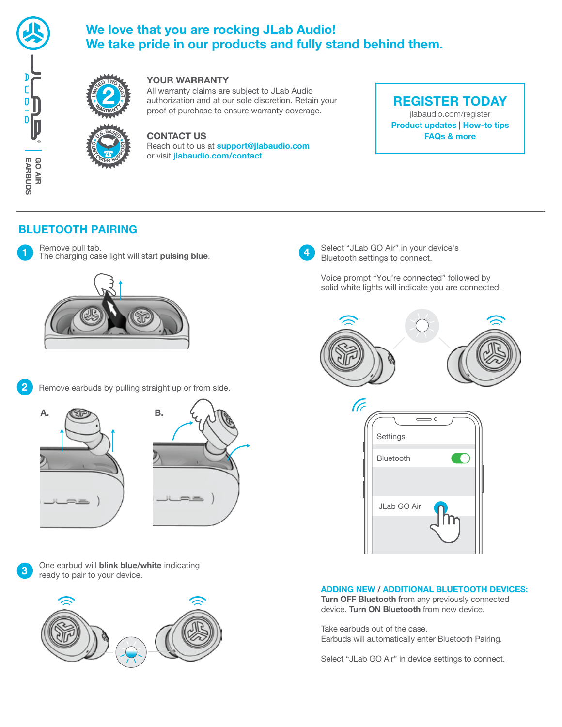# We love that you are rocking JLab Audio!
# We take pride in our products and fully stand behind them.

GO AIR EARBUDS

## YOUR WARRANTY

All warranty claims are subject to JLab Audio authorization and at our sole discretion. Retain your proof of purchase to ensure warranty coverage.

## CONTACT US

Reach out to us at **support@jlabaudio.com** or visit **jlabaudio.com/contact**

## REGISTER TODAY

jlabaudio.com/register

**Product updates** | **How-to tips**
**FAQs & more**

## BLUETOOTH PAIRING

1. Remove pull tab.
   The charging case light will start **pulsing blue**.

2. Remove earbuds by pulling straight up or from side.

   A.

   B.

3. One earbud will **blink blue/white** indicating ready to pair to your device.

4. Select "JLab GO Air" in your device's Bluetooth settings to connect.

   Voice prompt "You're connected" followed by solid white lights will indicate you are connected.

Settings

Bluetooth

JLab GO Air

### ADDING NEW / ADDITIONAL BLUETOOTH DEVICES:

**Turn OFF Bluetooth** from any previously connected device. **Turn ON Bluetooth** from new device.

Take earbuds out of the case.
Earbuds will automatically enter Bluetooth Pairing.

Select "JLab GO Air" in device settings to connect.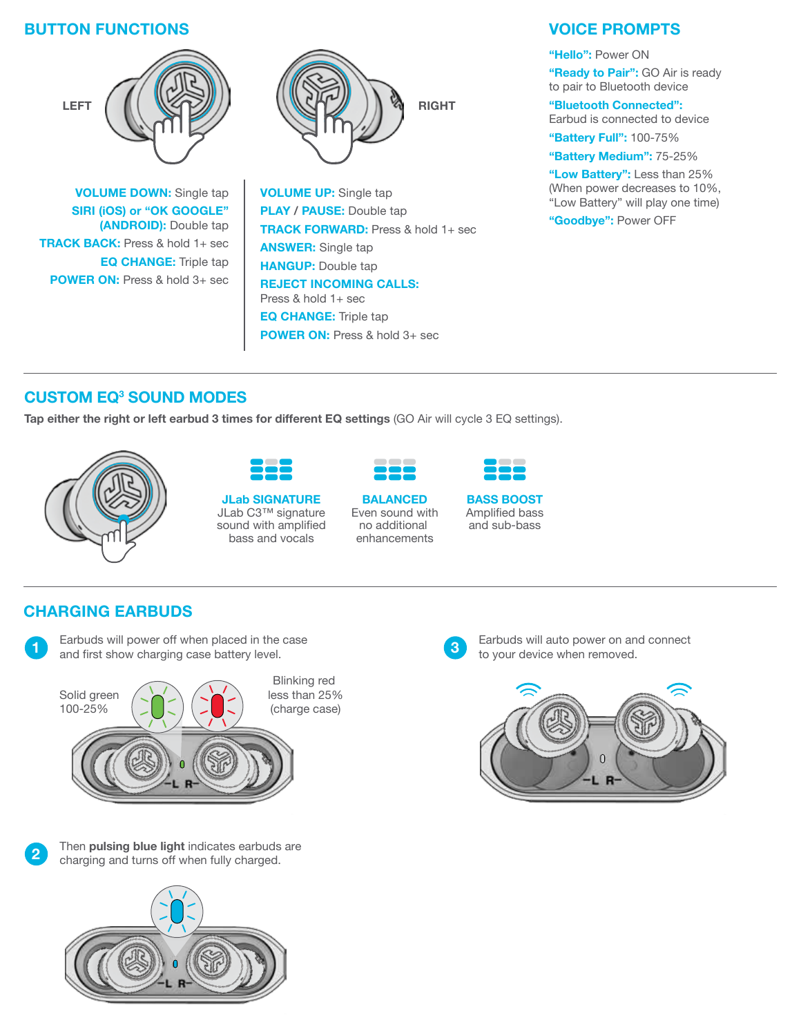## BUTTON FUNCTIONS

LEFT

**VOLUME DOWN:** Single tap
**SIRI (iOS) or "OK GOOGLE" (ANDROID):** Double tap
**TRACK BACK:** Press & hold 1+ sec
**EQ CHANGE:** Triple tap
**POWER ON:** Press & hold 3+ sec

RIGHT

**VOLUME UP:** Single tap
**PLAY / PAUSE:** Double tap
**TRACK FORWARD:** Press & hold 1+ sec
**ANSWER:** Single tap
**HANGUP:** Double tap
**REJECT INCOMING CALLS:** Press & hold 1+ sec
**EQ CHANGE:** Triple tap
**POWER ON:** Press & hold 3+ sec

## VOICE PROMPTS

**"Hello":** Power ON
**"Ready to Pair":** GO Air is ready to pair to Bluetooth device
**"Bluetooth Connected":** Earbud is connected to device
**"Battery Full":** 100-75%
**"Battery Medium":** 75-25%
**"Low Battery":** Less than 25% (When power decreases to 10%, "Low Battery" will play one time)
**"Goodbye":** Power OFF

## CUSTOM EQ3 SOUND MODES

**Tap either the right or left earbud 3 times for different EQ settings** (GO Air will cycle 3 EQ settings).

**JLab SIGNATURE**
JLab C3™ signature sound with amplified bass and vocals

**BALANCED**
Even sound with no additional enhancements

**BASS BOOST**
Amplified bass and sub-bass

## CHARGING EARBUDS

1. Earbuds will power off when placed in the case and first show charging case battery level.

Solid green 100-25%

Blinking red less than 25% (charge case)

2. Then **pulsing blue light** indicates earbuds are charging and turns off when fully charged.

3. Earbuds will auto power on and connect to your device when removed.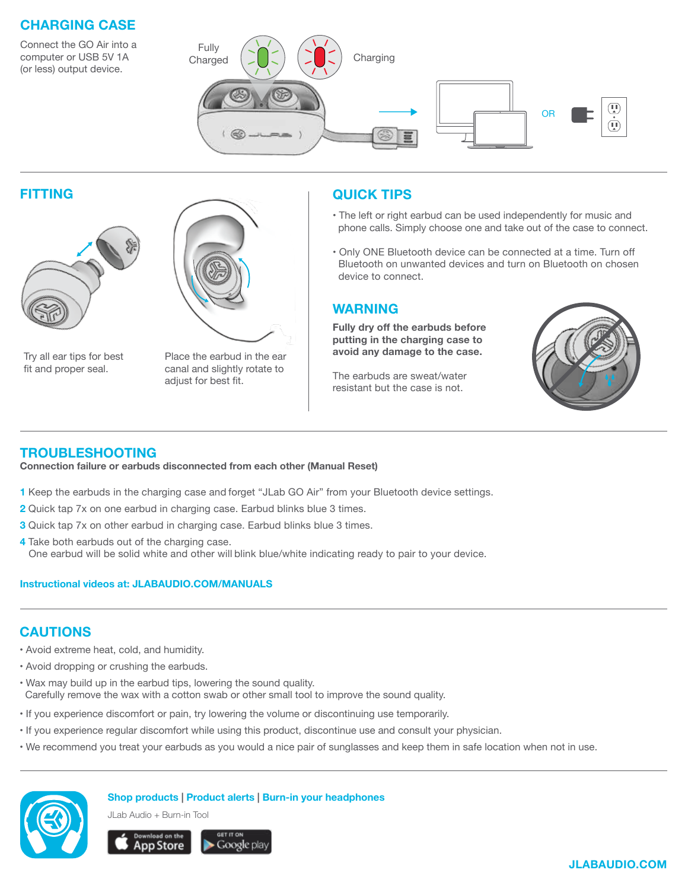## CHARGING CASE

Connect the GO Air into a computer or USB 5V 1A (or less) output device.

Fully Charged

Charging

OR

## FITTING

Try all ear tips for best fit and proper seal.

Place the earbud in the ear canal and slightly rotate to adjust for best fit.

## QUICK TIPS

- The left or right earbud can be used independently for music and phone calls. Simply choose one and take out of the case to connect.
- Only ONE Bluetooth device can be connected at a time. Turn off Bluetooth on unwanted devices and turn on Bluetooth on chosen device to connect.

## WARNING

**Fully dry off the earbuds before putting in the charging case to avoid any damage to the case.**

The earbuds are sweat/water resistant but the case is not.

## TROUBLESHOOTING

**Connection failure or earbuds disconnected from each other (Manual Reset)**

1 Keep the earbuds in the charging case and forget "JLab GO Air" from your Bluetooth device settings.

2 Quick tap 7x on one earbud in charging case. Earbud blinks blue 3 times.

3 Quick tap 7x on other earbud in charging case. Earbud blinks blue 3 times.

4 Take both earbuds out of the charging case.
One earbud will be solid white and other will blink blue/white indicating ready to pair to your device.

**Instructional videos at: JLABAUDIO.COM/MANUALS**

## CAUTIONS

- Avoid extreme heat, cold, and humidity.
- Avoid dropping or crushing the earbuds.
- Wax may build up in the earbud tips, lowering the sound quality.
  Carefully remove the wax with a cotton swab or other small tool to improve the sound quality.
- If you experience discomfort or pain, try lowering the volume or discontinuing use temporarily.
- If you experience regular discomfort while using this product, discontinue use and consult your physician.
- We recommend you treat your earbuds as you would a nice pair of sunglasses and keep them in safe location when not in use.

**Shop products | Product alerts | Burn-in your headphones**

JLab Audio + Burn-in Tool

Download on the App Store

GET IT ON Google play

**JLABAUDIO.COM**